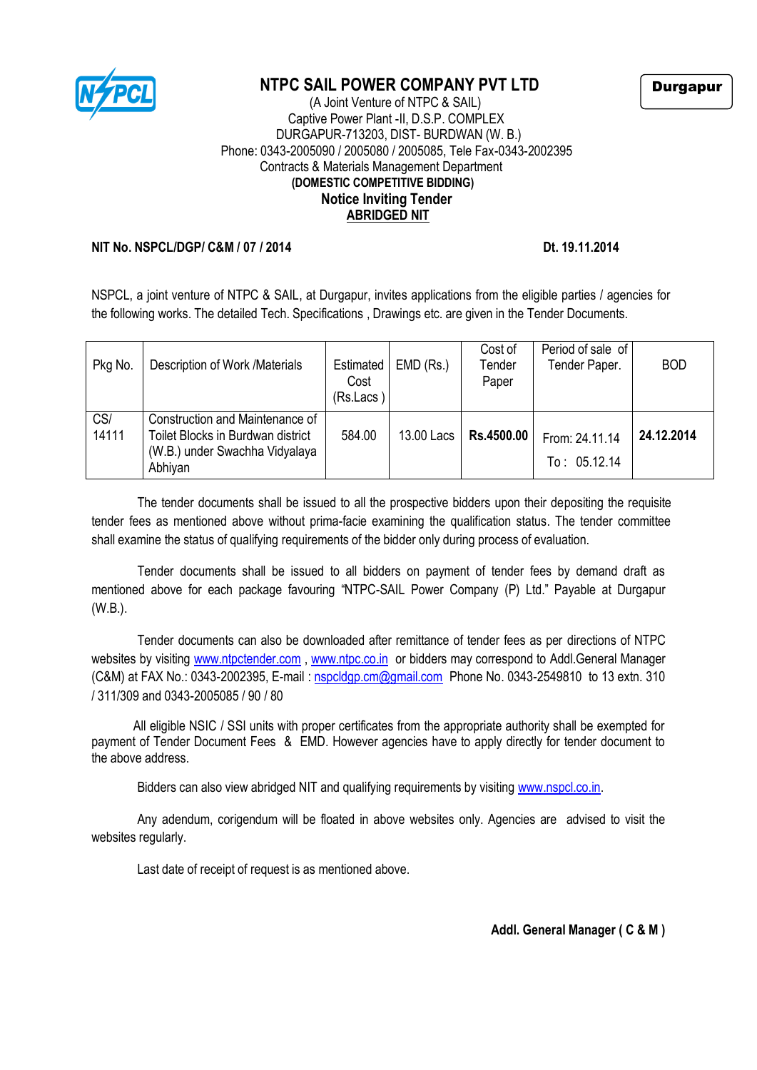# NTPC SAIL POWER COMPANY PVT LTD

Durgapur

(A Joint Venture of NTPC & SAIL)
Captive Power Plant -II, D.S.P. COMPLEX
DURGAPUR-713203, DIST- BURDWAN (W. B.)
Phone: 0343-2005090 / 2005080 / 2005085, Tele Fax-0343-2002395
Contracts & Materials Management Department

**(DOMESTIC COMPETITIVE BIDDING)**

## Notice Inviting Tender

**ABRIDGED NIT**

**NIT No. NSPCL/DGP/ C&M / 07 / 2014** **Dt. 19.11.2014**

NSPCL, a joint venture of NTPC & SAIL, at Durgapur, invites applications from the eligible parties / agencies for the following works. The detailed Tech. Specifications , Drawings etc. are given in the Tender Documents.

| Pkg No. | Description of Work /Materials | Estimated Cost (Rs.Lacs ) | EMD (Rs.) | Cost of Tender Paper | Period of sale of Tender Paper. | BOD |
|---|---|---|---|---|---|---|
| CS/ 14111 | Construction and Maintenance of Toilet Blocks in Burdwan district (W.B.) under Swachha Vidyalaya Abhiyan | 584.00 | 13.00 Lacs | **Rs.4500.00** | From: 24.11.14 To : 05.12.14 | **24.12.2014** |

The tender documents shall be issued to all the prospective bidders upon their depositing the requisite tender fees as mentioned above without prima-facie examining the qualification status. The tender committee shall examine the status of qualifying requirements of the bidder only during process of evaluation.

Tender documents shall be issued to all bidders on payment of tender fees by demand draft as mentioned above for each package favouring "NTPC-SAIL Power Company (P) Ltd." Payable at Durgapur (W.B.).

Tender documents can also be downloaded after remittance of tender fees as per directions of NTPC websites by visiting www.ntpctender.com , www.ntpc.co.in or bidders may correspond to Addl.General Manager (C&M) at FAX No.: 0343-2002395, E-mail : nspcldgp.cm@gmail.com Phone No. 0343-2549810 to 13 extn. 310 / 311/309 and 0343-2005085 / 90 / 80

All eligible NSIC / SSI units with proper certificates from the appropriate authority shall be exempted for payment of Tender Document Fees & EMD. However agencies have to apply directly for tender document to the above address.

Bidders can also view abridged NIT and qualifying requirements by visiting www.nspcl.co.in.

Any adendum, corigendum will be floated in above websites only. Agencies are advised to visit the websites regularly.

Last date of receipt of request is as mentioned above.

**Addl. General Manager ( C & M )**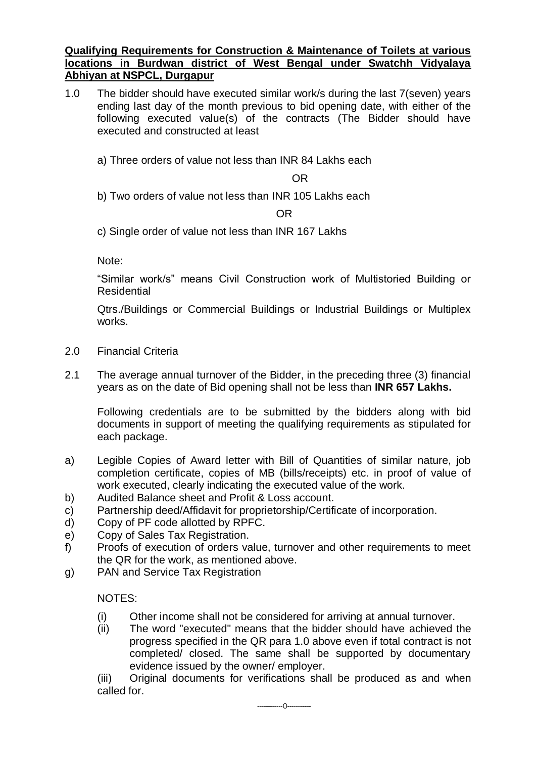**Qualifying Requirements for Construction & Maintenance of Toilets at various locations in Burdwan district of West Bengal under Swatchh Vidyalaya Abhiyan at NSPCL, Durgapur**

1.0 The bidder should have executed similar work/s during the last 7(seven) years ending last day of the month previous to bid opening date, with either of the following executed value(s) of the contracts (The Bidder should have executed and constructed at least

a) Three orders of value not less than INR 84 Lakhs each

OR

b) Two orders of value not less than INR 105 Lakhs each

OR

c) Single order of value not less than INR 167 Lakhs

Note:

"Similar work/s" means Civil Construction work of Multistoried Building or Residential

Qtrs./Buildings or Commercial Buildings or Industrial Buildings or Multiplex works.

2.0 Financial Criteria

2.1 The average annual turnover of the Bidder, in the preceding three (3) financial years as on the date of Bid opening shall not be less than **INR 657 Lakhs.**

Following credentials are to be submitted by the bidders along with bid documents in support of meeting the qualifying requirements as stipulated for each package.

a) Legible Copies of Award letter with Bill of Quantities of similar nature, job completion certificate, copies of MB (bills/receipts) etc. in proof of value of work executed, clearly indicating the executed value of the work.
b) Audited Balance sheet and Profit & Loss account.
c) Partnership deed/Affidavit for proprietorship/Certificate of incorporation.
d) Copy of PF code allotted by RPFC.
e) Copy of Sales Tax Registration.
f) Proofs of execution of orders value, turnover and other requirements to meet the QR for the work, as mentioned above.
g) PAN and Service Tax Registration

NOTES:

(i) Other income shall not be considered for arriving at annual turnover.
(ii) The word "executed" means that the bidder should have achieved the progress specified in the QR para 1.0 above even if total contract is not completed/ closed. The same shall be supported by documentary evidence issued by the owner/ employer.
(iii) Original documents for verifications shall be produced as and when called for.

------------0-----------